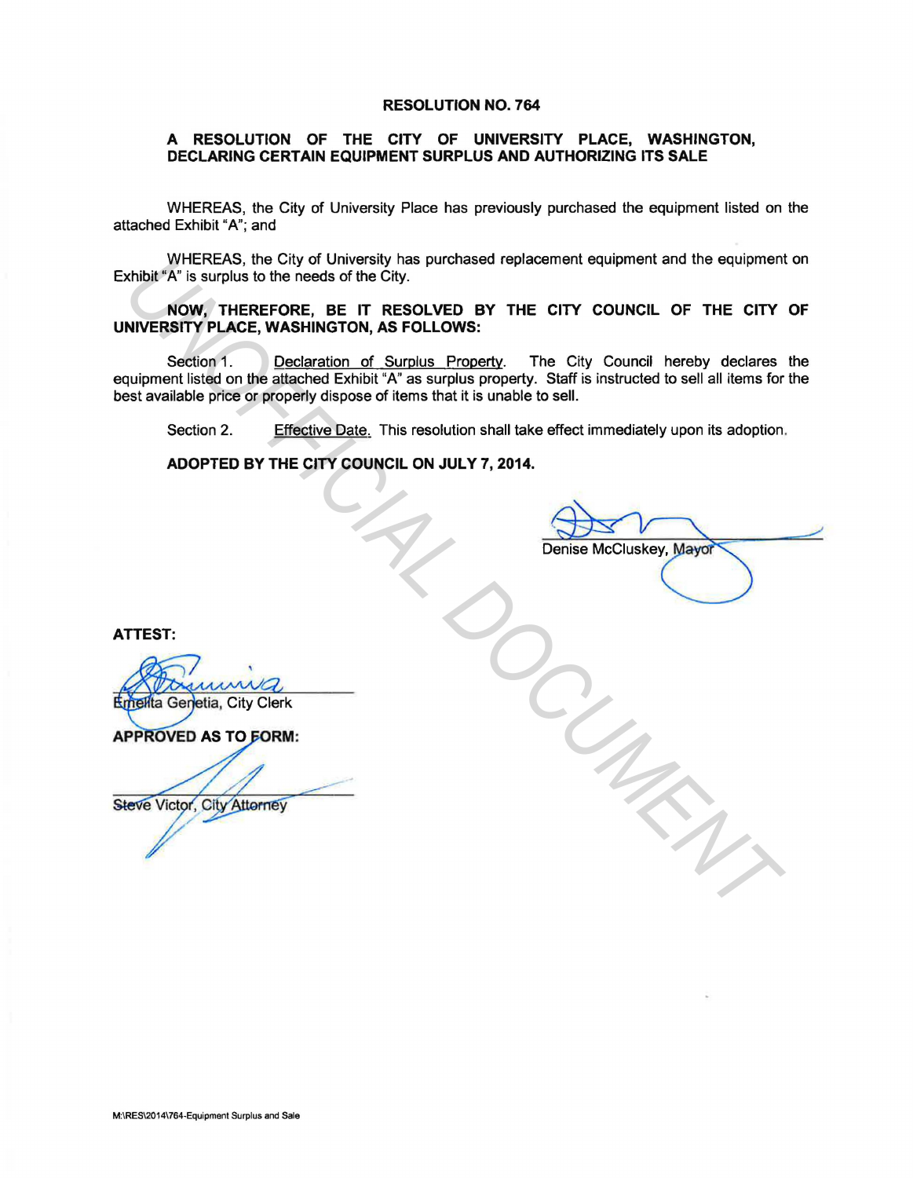# RESOLUTION NO. 764

## A RESOLUTION OF THE CITY OF UNIVERSITY PLACE, WASHINGTON, DECLARING CERTAIN EQUIPMENT SURPLUS AND AUTHORIZING ITS SALE

WHEREAS, the City of University Place has previously purchased the equipment listed on the attached Exhibit "A"; and

WHEREAS, the City of University has purchased replacement equipment and the equipment on Exhibit "A" is surplus to the needs of the City.

**NOW, THEREFORE, BE IT RESOLVED BY THE CITY COUNCIL OF THE CITY OF UNIVERSITY PLACE, WASHINGTON, AS FOLLOWS:**

Section 1. Declaration of Surplus Property. The City Council hereby declares the equipment listed on the attached Exhibit "A" as surplus property. Staff is instructed to sell all items for the best available price or properly dispose of items that it is unable to sell.

Section 2. Effective Date. This resolution shall take effect immediately upon its adoption.

**ADOPTED BY THE CITY COUNCIL ON JULY 7, 2014.**

Denise McCluskey, Mayor

**ATTEST:**

Emelita Genetia, City Clerk

**APPROVED AS TO FORM:**

Steve Victor, City Attorney

M:\RES\2014\764-Equipment Surplus and Sale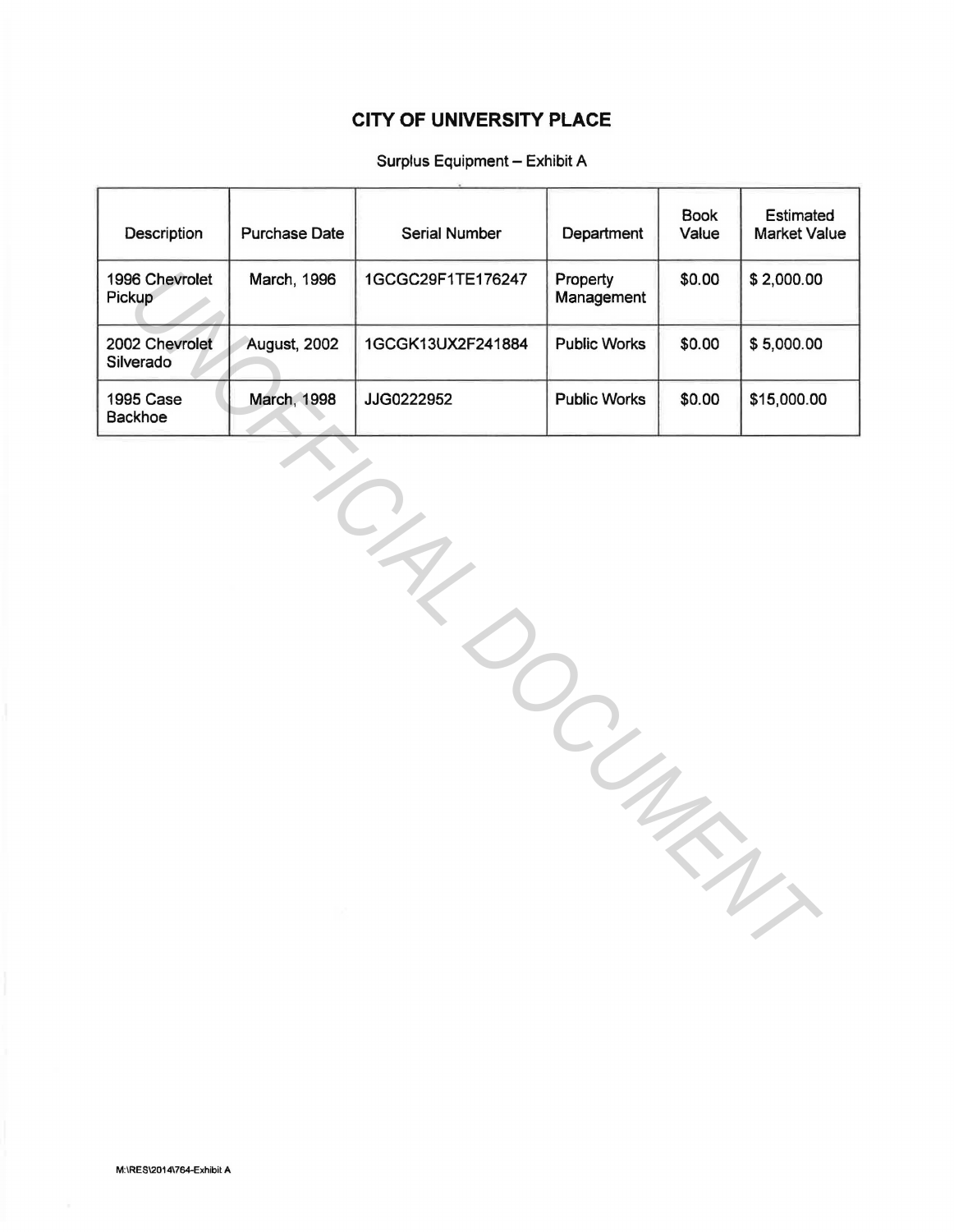# CITY OF UNIVERSITY PLACE

Surplus Equipment – Exhibit A

| Description | Purchase Date | Serial Number | Department | Book Value | Estimated Market Value |
|---|---|---|---|---|---|
| 1996 Chevrolet Pickup | March, 1996 | 1GCGC29F1TE176247 | Property Management | $0.00 | $ 2,000.00 |
| 2002 Chevrolet Silverado | August, 2002 | 1GCGK13UX2F241884 | Public Works | $0.00 | $ 5,000.00 |
| 1995 Case Backhoe | March, 1998 | JJG0222952 | Public Works | $0.00 | $15,000.00 |

UNOFFICIAL DOCUMENT

M:\RES\2014\764-Exhibit A